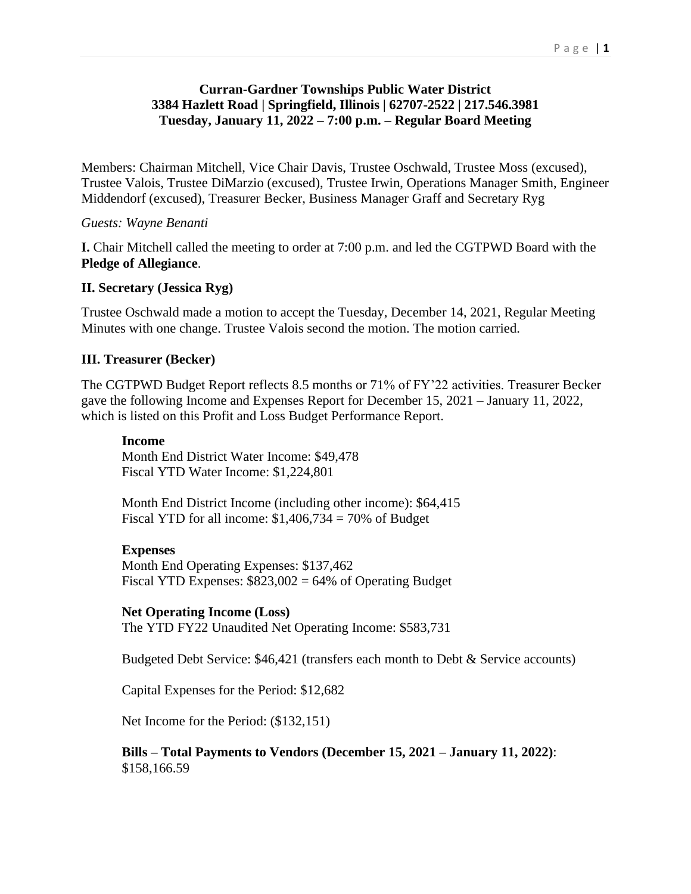**Curran-Gardner Townships Public Water District**
**3384 Hazlett Road | Springfield, Illinois | 62707-2522 | 217.546.3981**
**Tuesday, January 11, 2022 – 7:00 p.m. – Regular Board Meeting**

Members: Chairman Mitchell, Vice Chair Davis, Trustee Oschwald, Trustee Moss (excused), Trustee Valois, Trustee DiMarzio (excused), Trustee Irwin, Operations Manager Smith, Engineer Middendorf (excused), Treasurer Becker, Business Manager Graff and Secretary Ryg

*Guests: Wayne Benanti*

**I.** Chair Mitchell called the meeting to order at 7:00 p.m. and led the CGTPWD Board with the **Pledge of Allegiance**.

**II. Secretary (Jessica Ryg)**

Trustee Oschwald made a motion to accept the Tuesday, December 14, 2021, Regular Meeting Minutes with one change. Trustee Valois second the motion. The motion carried.

**III. Treasurer (Becker)**

The CGTPWD Budget Report reflects 8.5 months or 71% of FY'22 activities. Treasurer Becker gave the following Income and Expenses Report for December 15, 2021 – January 11, 2022, which is listed on this Profit and Loss Budget Performance Report.

**Income**
Month End District Water Income: $49,478
Fiscal YTD Water Income: $1,224,801

Month End District Income (including other income): $64,415
Fiscal YTD for all income: $1,406,734 = 70% of Budget

**Expenses**
Month End Operating Expenses: $137,462
Fiscal YTD Expenses: $823,002 = 64% of Operating Budget

**Net Operating Income (Loss)**
The YTD FY22 Unaudited Net Operating Income: $583,731

Budgeted Debt Service: $46,421 (transfers each month to Debt & Service accounts)

Capital Expenses for the Period: $12,682

Net Income for the Period: ($132,151)

**Bills – Total Payments to Vendors (December 15, 2021 – January 11, 2022)**: $158,166.59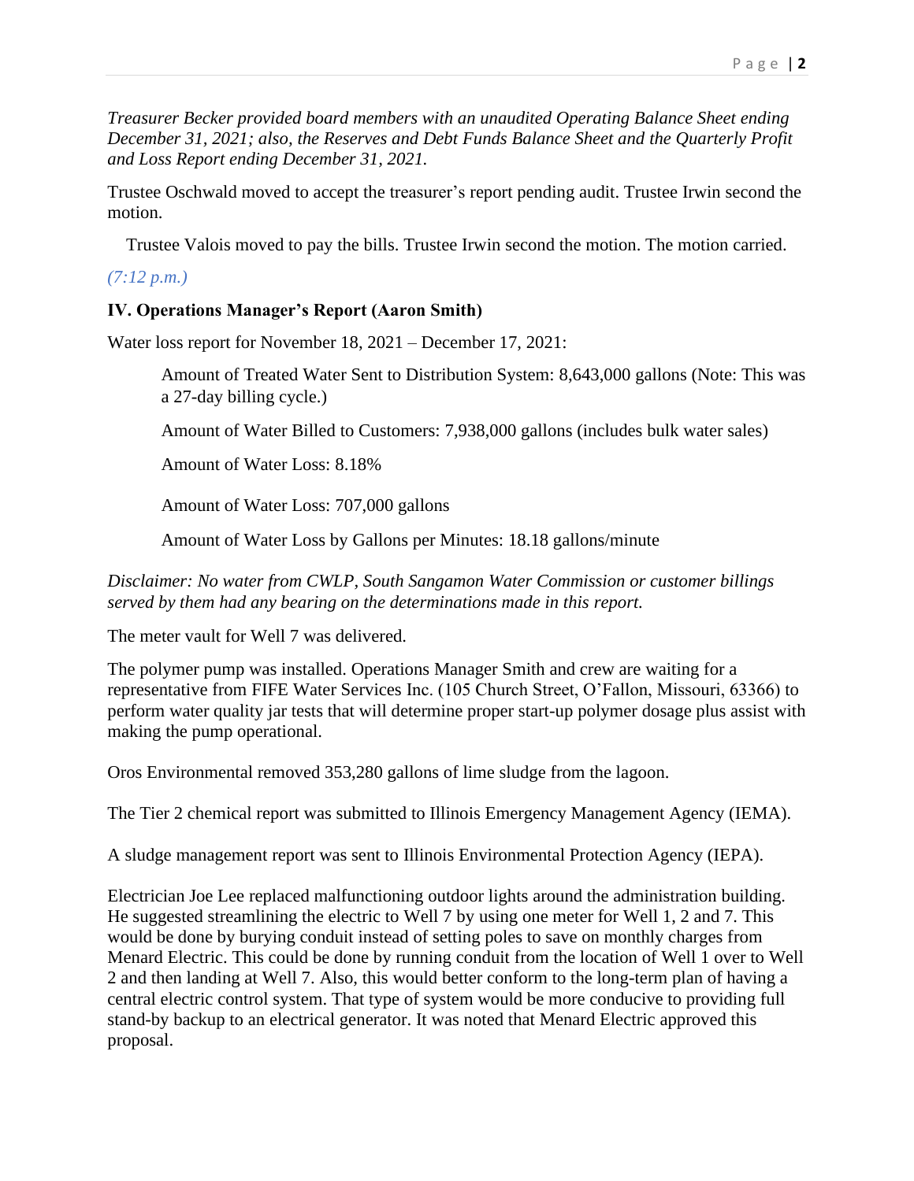*Treasurer Becker provided board members with an unaudited Operating Balance Sheet ending December 31, 2021; also, the Reserves and Debt Funds Balance Sheet and the Quarterly Profit and Loss Report ending December 31, 2021.*

Trustee Oschwald moved to accept the treasurer's report pending audit. Trustee Irwin second the motion.

Trustee Valois moved to pay the bills. Trustee Irwin second the motion. The motion carried.

*(7:12 p.m.)*

**IV. Operations Manager's Report (Aaron Smith)**

Water loss report for November 18, 2021 – December 17, 2021:

> Amount of Treated Water Sent to Distribution System: 8,643,000 gallons (Note: This was a 27-day billing cycle.)
>
> Amount of Water Billed to Customers: 7,938,000 gallons (includes bulk water sales)
>
> Amount of Water Loss: 8.18%
>
> Amount of Water Loss: 707,000 gallons
>
> Amount of Water Loss by Gallons per Minutes: 18.18 gallons/minute

*Disclaimer: No water from CWLP, South Sangamon Water Commission or customer billings served by them had any bearing on the determinations made in this report.*

The meter vault for Well 7 was delivered.

The polymer pump was installed. Operations Manager Smith and crew are waiting for a representative from FIFE Water Services Inc. (105 Church Street, O'Fallon, Missouri, 63366) to perform water quality jar tests that will determine proper start-up polymer dosage plus assist with making the pump operational.

Oros Environmental removed 353,280 gallons of lime sludge from the lagoon.

The Tier 2 chemical report was submitted to Illinois Emergency Management Agency (IEMA).

A sludge management report was sent to Illinois Environmental Protection Agency (IEPA).

Electrician Joe Lee replaced malfunctioning outdoor lights around the administration building. He suggested streamlining the electric to Well 7 by using one meter for Well 1, 2 and 7. This would be done by burying conduit instead of setting poles to save on monthly charges from Menard Electric. This could be done by running conduit from the location of Well 1 over to Well 2 and then landing at Well 7. Also, this would better conform to the long-term plan of having a central electric control system. That type of system would be more conducive to providing full stand-by backup to an electrical generator. It was noted that Menard Electric approved this proposal.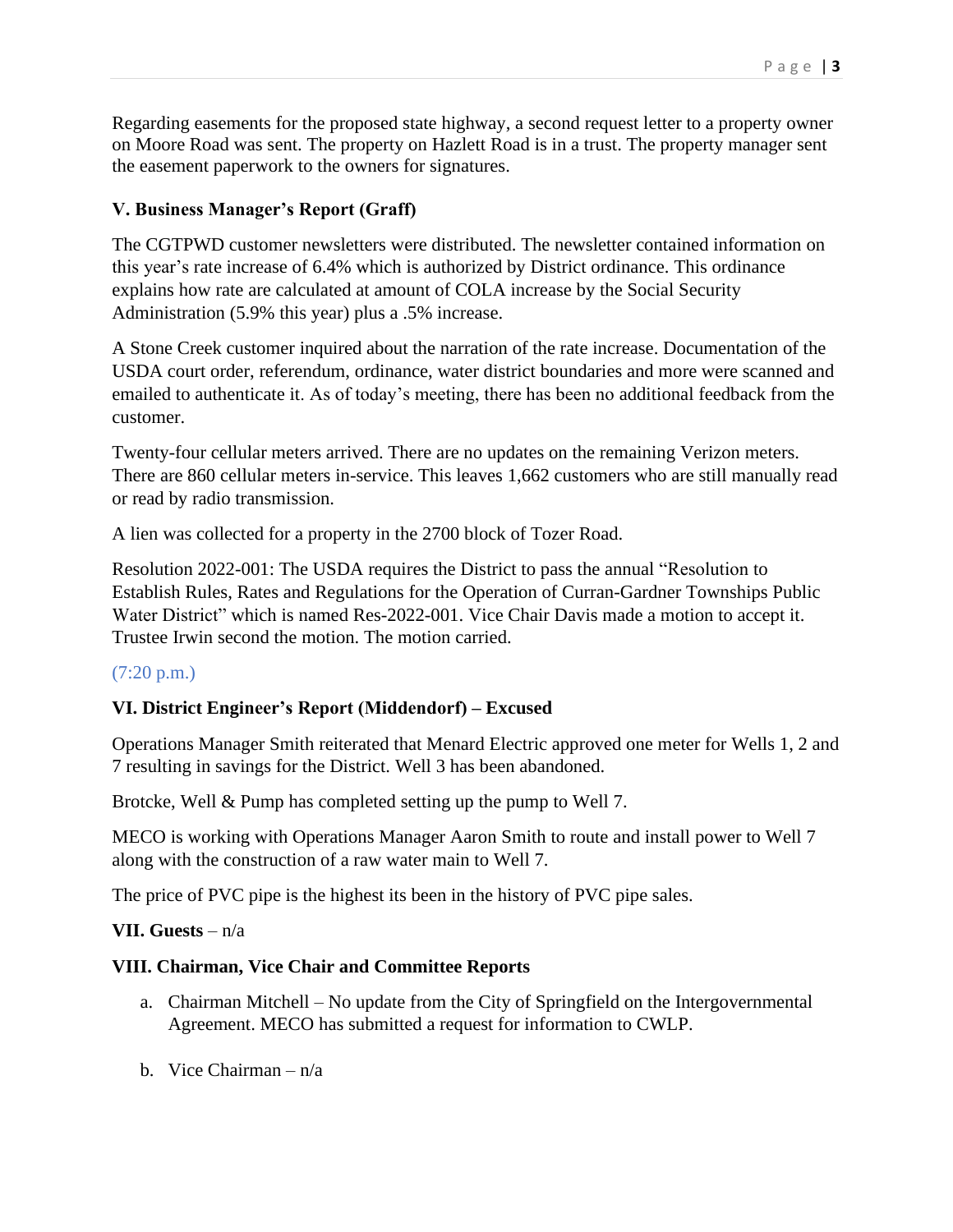Regarding easements for the proposed state highway, a second request letter to a property owner on Moore Road was sent. The property on Hazlett Road is in a trust. The property manager sent the easement paperwork to the owners for signatures.

**V. Business Manager's Report (Graff)**

The CGTPWD customer newsletters were distributed. The newsletter contained information on this year's rate increase of 6.4% which is authorized by District ordinance. This ordinance explains how rate are calculated at amount of COLA increase by the Social Security Administration (5.9% this year) plus a .5% increase.

A Stone Creek customer inquired about the narration of the rate increase. Documentation of the USDA court order, referendum, ordinance, water district boundaries and more were scanned and emailed to authenticate it. As of today's meeting, there has been no additional feedback from the customer.

Twenty-four cellular meters arrived. There are no updates on the remaining Verizon meters. There are 860 cellular meters in-service. This leaves 1,662 customers who are still manually read or read by radio transmission.

A lien was collected for a property in the 2700 block of Tozer Road.

Resolution 2022-001: The USDA requires the District to pass the annual "Resolution to Establish Rules, Rates and Regulations for the Operation of Curran-Gardner Townships Public Water District" which is named Res-2022-001. Vice Chair Davis made a motion to accept it. Trustee Irwin second the motion. The motion carried.

(7:20 p.m.)

**VI. District Engineer's Report (Middendorf) – Excused**

Operations Manager Smith reiterated that Menard Electric approved one meter for Wells 1, 2 and 7 resulting in savings for the District. Well 3 has been abandoned.

Brotcke, Well & Pump has completed setting up the pump to Well 7.

MECO is working with Operations Manager Aaron Smith to route and install power to Well 7 along with the construction of a raw water main to Well 7.

The price of PVC pipe is the highest its been in the history of PVC pipe sales.

**VII. Guests** – n/a

**VIII. Chairman, Vice Chair and Committee Reports**

a. Chairman Mitchell – No update from the City of Springfield on the Intergovernmental Agreement. MECO has submitted a request for information to CWLP.

b. Vice Chairman – n/a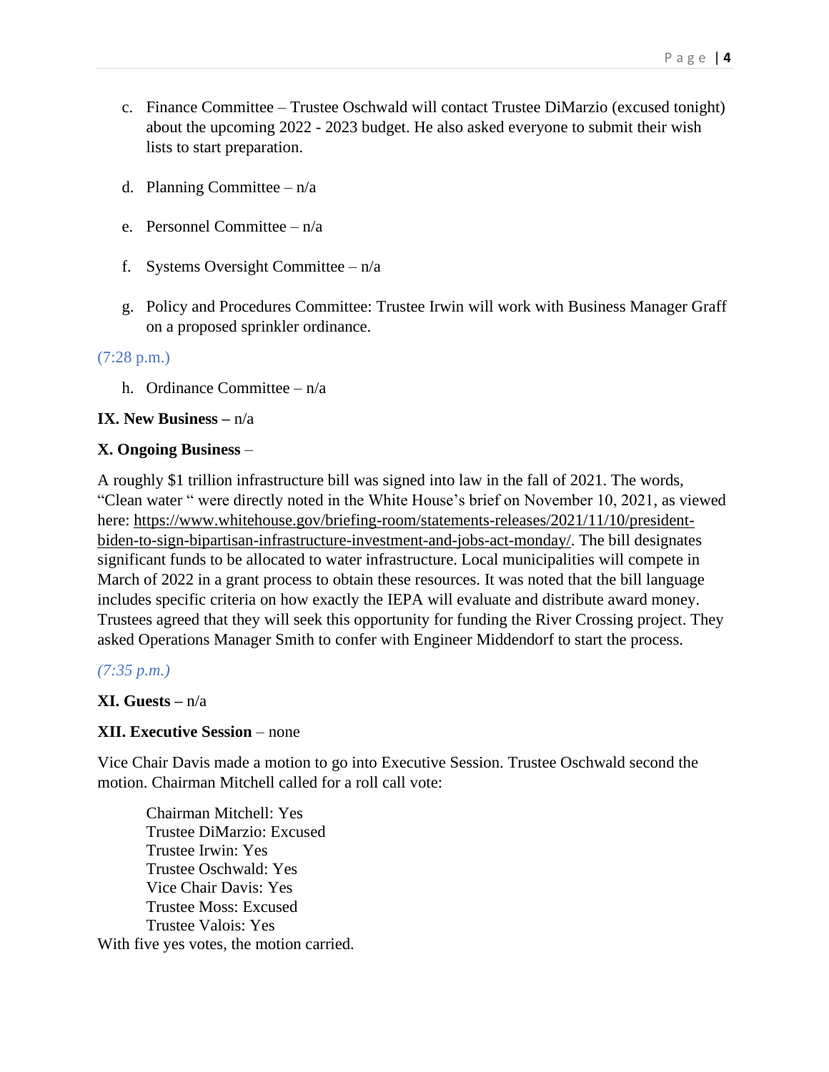c. Finance Committee – Trustee Oschwald will contact Trustee DiMarzio (excused tonight) about the upcoming 2022 - 2023 budget. He also asked everyone to submit their wish lists to start preparation.

d. Planning Committee – n/a

e. Personnel Committee – n/a

f. Systems Oversight Committee – n/a

g. Policy and Procedures Committee: Trustee Irwin will work with Business Manager Graff on a proposed sprinkler ordinance.

(7:28 p.m.)

h. Ordinance Committee – n/a

**IX. New Business –** n/a

**X. Ongoing Business** –

A roughly $1 trillion infrastructure bill was signed into law in the fall of 2021. The words, "Clean water " were directly noted in the White House's brief on November 10, 2021, as viewed here: https://www.whitehouse.gov/briefing-room/statements-releases/2021/11/10/president-biden-to-sign-bipartisan-infrastructure-investment-and-jobs-act-monday/. The bill designates significant funds to be allocated to water infrastructure. Local municipalities will compete in March of 2022 in a grant process to obtain these resources. It was noted that the bill language includes specific criteria on how exactly the IEPA will evaluate and distribute award money. Trustees agreed that they will seek this opportunity for funding the River Crossing project. They asked Operations Manager Smith to confer with Engineer Middendorf to start the process.

*(7:35 p.m.)*

**XI. Guests –** n/a

**XII. Executive Session** – none

Vice Chair Davis made a motion to go into Executive Session. Trustee Oschwald second the motion. Chairman Mitchell called for a roll call vote:

Chairman Mitchell: Yes
Trustee DiMarzio: Excused
Trustee Irwin: Yes
Trustee Oschwald: Yes
Vice Chair Davis: Yes
Trustee Moss: Excused
Trustee Valois: Yes

With five yes votes, the motion carried.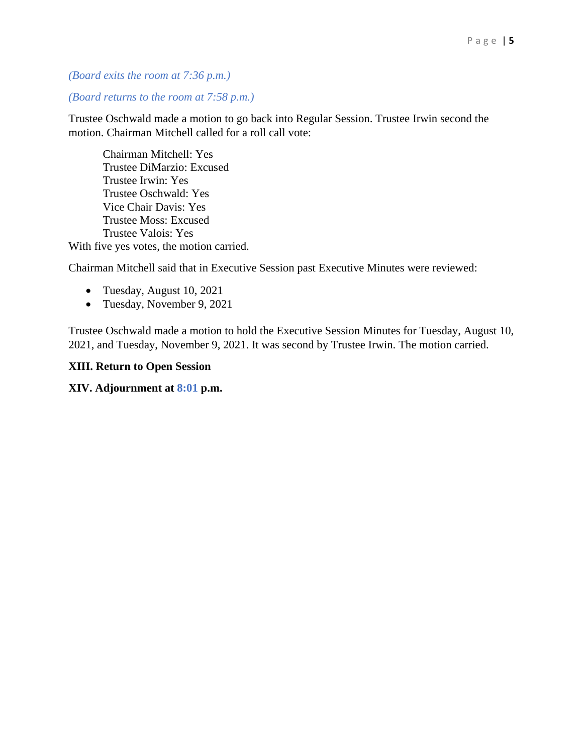*(Board exits the room at 7:36 p.m.)*

*(Board returns to the room at 7:58 p.m.)*

Trustee Oschwald made a motion to go back into Regular Session. Trustee Irwin second the motion. Chairman Mitchell called for a roll call vote:

Chairman Mitchell: Yes
Trustee DiMarzio: Excused
Trustee Irwin: Yes
Trustee Oschwald: Yes
Vice Chair Davis: Yes
Trustee Moss: Excused
Trustee Valois: Yes

With five yes votes, the motion carried.

Chairman Mitchell said that in Executive Session past Executive Minutes were reviewed:

- Tuesday, August 10, 2021
- Tuesday, November 9, 2021

Trustee Oschwald made a motion to hold the Executive Session Minutes for Tuesday, August 10, 2021, and Tuesday, November 9, 2021. It was second by Trustee Irwin. The motion carried.

**XIII. Return to Open Session**

**XIV. Adjournment at 8:01 p.m.**